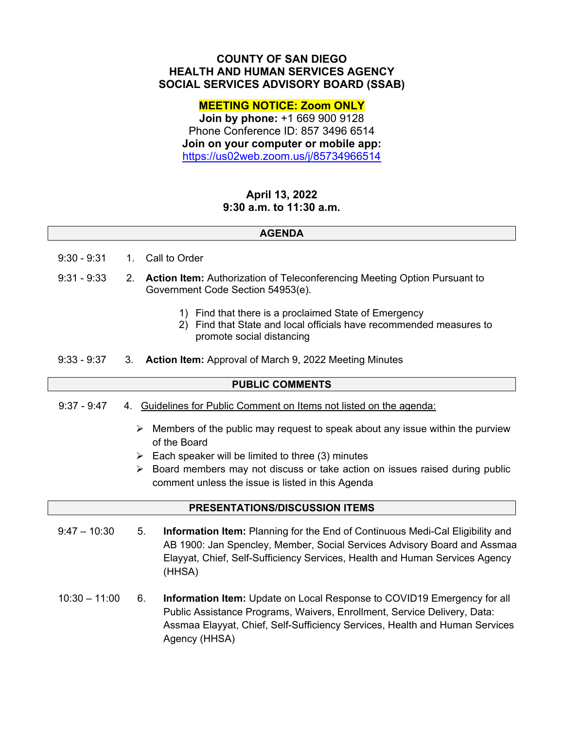# COUNTY OF SAN DIEGO
# HEALTH AND HUMAN SERVICES AGENCY
# SOCIAL SERVICES ADVISORY BOARD (SSAB)

**MEETING NOTICE: Zoom ONLY**

**Join by phone:** +1 669 900 9128
Phone Conference ID: 857 3496 6514
**Join on your computer or mobile app:**
https://us02web.zoom.us/j/85734966514

**April 13, 2022**
**9:30 a.m. to 11:30 a.m.**

## AGENDA

9:30 - 9:31 1. Call to Order

9:31 - 9:33 2. **Action Item:** Authorization of Teleconferencing Meeting Option Pursuant to Government Code Section 54953(e).

1) Find that there is a proclaimed State of Emergency
2) Find that State and local officials have recommended measures to promote social distancing

9:33 - 9:37 3. **Action Item:** Approval of March 9, 2022 Meeting Minutes

## PUBLIC COMMENTS

9:37 - 9:47 4. Guidelines for Public Comment on Items not listed on the agenda:

- Members of the public may request to speak about any issue within the purview of the Board
- Each speaker will be limited to three (3) minutes
- Board members may not discuss or take action on issues raised during public comment unless the issue is listed in this Agenda

## PRESENTATIONS/DISCUSSION ITEMS

9:47 – 10:30 5. **Information Item:** Planning for the End of Continuous Medi-Cal Eligibility and AB 1900: Jan Spencley, Member, Social Services Advisory Board and Assmaa Elayyat, Chief, Self-Sufficiency Services, Health and Human Services Agency (HHSA)

10:30 – 11:00 6. **Information Item:** Update on Local Response to COVID19 Emergency for all Public Assistance Programs, Waivers, Enrollment, Service Delivery, Data: Assmaa Elayyat, Chief, Self-Sufficiency Services, Health and Human Services Agency (HHSA)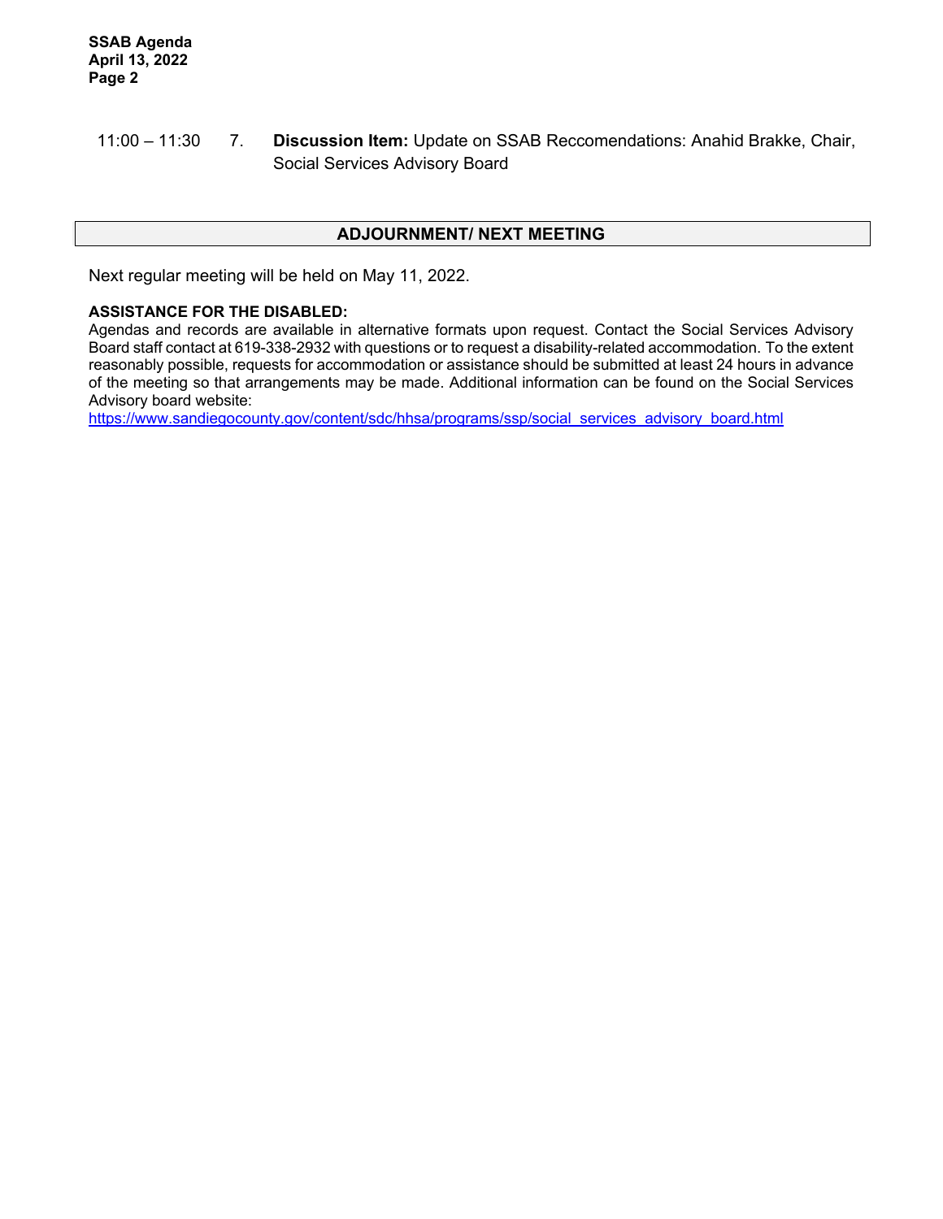11:00 – 11:30 7. **Discussion Item:** Update on SSAB Reccomendations: Anahid Brakke, Chair, Social Services Advisory Board

## ADJOURNMENT/ NEXT MEETING

Next regular meeting will be held on May 11, 2022.

**ASSISTANCE FOR THE DISABLED:**
Agendas and records are available in alternative formats upon request. Contact the Social Services Advisory Board staff contact at 619-338-2932 with questions or to request a disability-related accommodation. To the extent reasonably possible, requests for accommodation or assistance should be submitted at least 24 hours in advance of the meeting so that arrangements may be made. Additional information can be found on the Social Services Advisory board website:
https://www.sandiegocounty.gov/content/sdc/hhsa/programs/ssp/social_services_advisory_board.html